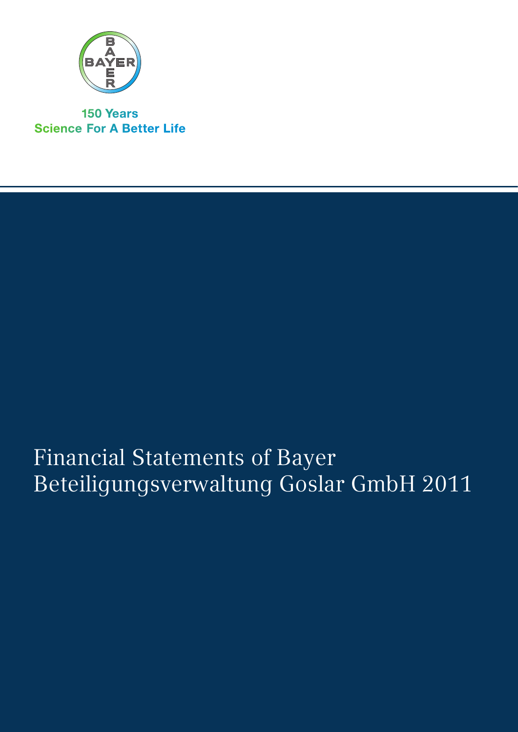BAYER

150 Years
Science For A Better Life

# Financial Statements of Bayer Beteiligungsverwaltung Goslar GmbH 2011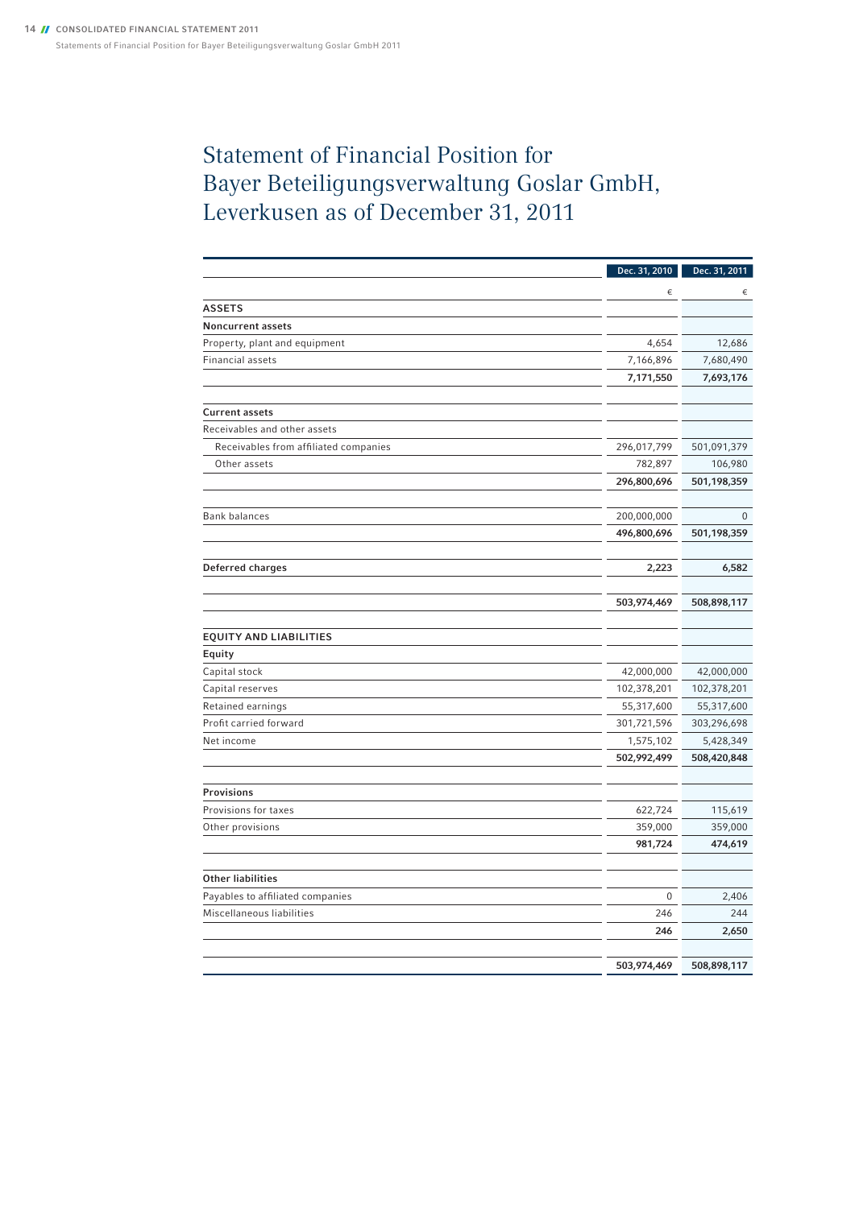# Statement of Financial Position for Bayer Beteiligungsverwaltung Goslar GmbH, Leverkusen as of December 31, 2011

| | Dec. 31, 2010 | Dec. 31, 2011 |
|---|---|---|
| | € | € |
| **ASSETS** | | |
| **Noncurrent assets** | | |
| Property, plant and equipment | 4,654 | 12,686 |
| Financial assets | 7,166,896 | 7,680,490 |
| | **7,171,550** | **7,693,176** |
| **Current assets** | | |
| Receivables and other assets | | |
| Receivables from affiliated companies | 296,017,799 | 501,091,379 |
| Other assets | 782,897 | 106,980 |
| | **296,800,696** | **501,198,359** |
| Bank balances | 200,000,000 | 0 |
| | **496,800,696** | **501,198,359** |
| **Deferred charges** | **2,223** | **6,582** |
| | **503,974,469** | **508,898,117** |
| **EQUITY AND LIABILITIES** | | |
| **Equity** | | |
| Capital stock | 42,000,000 | 42,000,000 |
| Capital reserves | 102,378,201 | 102,378,201 |
| Retained earnings | 55,317,600 | 55,317,600 |
| Profit carried forward | 301,721,596 | 303,296,698 |
| Net income | 1,575,102 | 5,428,349 |
| | **502,992,499** | **508,420,848** |
| **Provisions** | | |
| Provisions for taxes | 622,724 | 115,619 |
| Other provisions | 359,000 | 359,000 |
| | **981,724** | **474,619** |
| **Other liabilities** | | |
| Payables to affiliated companies | 0 | 2,406 |
| Miscellaneous liabilities | 246 | 244 |
| | **246** | **2,650** |
| | **503,974,469** | **508,898,117** |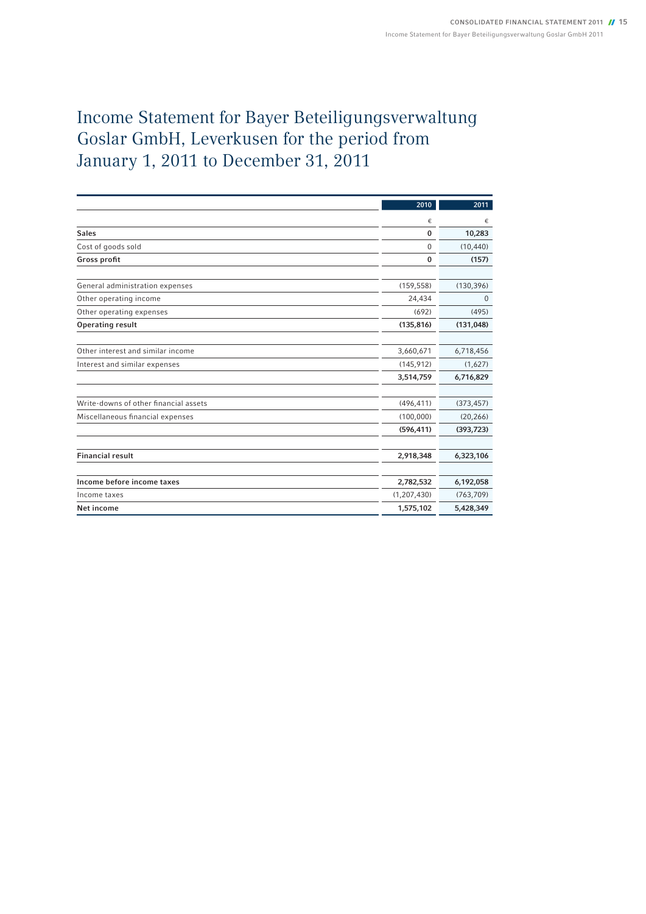# Income Statement for Bayer Beteiligungsverwaltung Goslar GmbH, Leverkusen for the period from January 1, 2011 to December 31, 2011

| | 2010 | 2011 |
|---|---|---|
| | € | € |
| **Sales** | **0** | **10,283** |
| Cost of goods sold | 0 | (10,440) |
| **Gross profit** | **0** | **(157)** |
| | | |
| General administration expenses | (159,558) | (130,396) |
| Other operating income | 24,434 | 0 |
| Other operating expenses | (692) | (495) |
| **Operating result** | **(135,816)** | **(131,048)** |
| | | |
| Other interest and similar income | 3,660,671 | 6,718,456 |
| Interest and similar expenses | (145,912) | (1,627) |
| | **3,514,759** | **6,716,829** |
| | | |
| Write-downs of other financial assets | (496,411) | (373,457) |
| Miscellaneous financial expenses | (100,000) | (20,266) |
| | **(596,411)** | **(393,723)** |
| | | |
| **Financial result** | **2,918,348** | **6,323,106** |
| | | |
| **Income before income taxes** | **2,782,532** | **6,192,058** |
| Income taxes | (1,207,430) | (763,709) |
| **Net income** | **1,575,102** | **5,428,349** |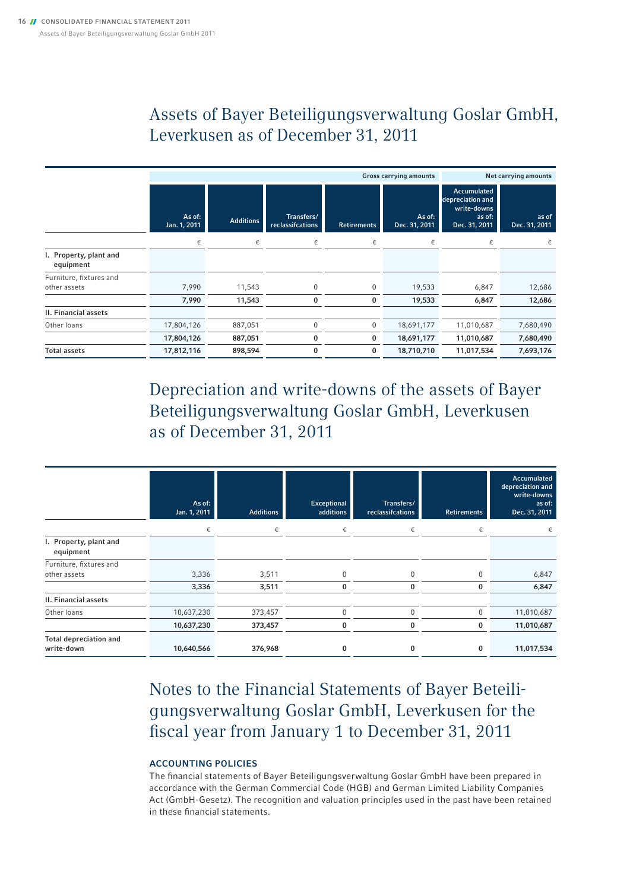# Assets of Bayer Beteiligungsverwaltung Goslar GmbH, Leverkusen as of December 31, 2011

| | Gross carrying amounts | | | | | | Net carrying amounts |
|---|---|---|---|---|---|---|---|
| | As of: Jan. 1, 2011 | Additions | Transfers/ reclassifcations | Retirements | As of: Dec. 31, 2011 | Accumulated depreciation and write-downs as of: Dec. 31, 2011 | as of Dec. 31, 2011 |
| | € | € | € | € | € | € | € |
| I. Property, plant and equipment | | | | | | | |
| Furniture, fixtures and other assets | 7,990 | 11,543 | 0 | 0 | 19,533 | 6,847 | 12,686 |
| | **7,990** | **11,543** | **0** | **0** | **19,533** | **6,847** | **12,686** |
| **II. Financial assets** | | | | | | | |
| Other loans | 17,804,126 | 887,051 | 0 | 0 | 18,691,177 | 11,010,687 | 7,680,490 |
| | **17,804,126** | **887,051** | **0** | **0** | **18,691,177** | **11,010,687** | **7,680,490** |
| **Total assets** | **17,812,116** | **898,594** | **0** | **0** | **18,710,710** | **11,017,534** | **7,693,176** |

# Depreciation and write-downs of the assets of Bayer Beteiligungsverwaltung Goslar GmbH, Leverkusen as of December 31, 2011

| | As of: Jan. 1, 2011 | Additions | Exceptional additions | Transfers/ reclassifcations | Retirements | Accumulated depreciation and write-downs as of: Dec. 31, 2011 |
|---|---|---|---|---|---|---|
| | € | € | € | € | € | € |
| I. Property, plant and equipment | | | | | | |
| Furniture, fixtures and other assets | 3,336 | 3,511 | 0 | 0 | 0 | 6,847 |
| | **3,336** | **3,511** | **0** | **0** | **0** | **6,847** |
| **II. Financial assets** | | | | | | |
| Other loans | 10,637,230 | 373,457 | 0 | 0 | 0 | 11,010,687 |
| | **10,637,230** | **373,457** | **0** | **0** | **0** | **11,010,687** |
| **Total depreciation and write-down** | **10,640,566** | **376,968** | **0** | **0** | **0** | **11,017,534** |

# Notes to the Financial Statements of Bayer Beteiligungsverwaltung Goslar GmbH, Leverkusen for the fiscal year from January 1 to December 31, 2011

### ACCOUNTING POLICIES

The financial statements of Bayer Beteiligungsverwaltung Goslar GmbH have been prepared in accordance with the German Commercial Code (HGB) and German Limited Liability Companies Act (GmbH-Gesetz). The recognition and valuation principles used in the past have been retained in these financial statements.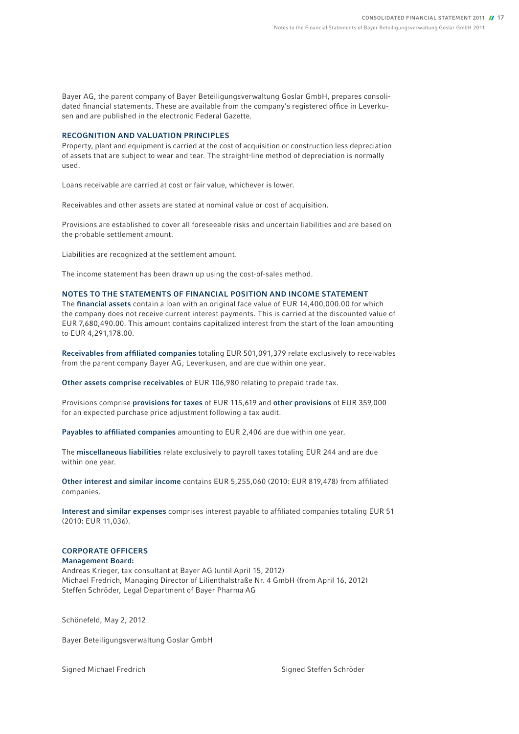Bayer AG, the parent company of Bayer Beteiligungsverwaltung Goslar GmbH, prepares consolidated financial statements. These are available from the company's registered office in Leverkusen and are published in the electronic Federal Gazette.

## RECOGNITION AND VALUATION PRINCIPLES

Property, plant and equipment is carried at the cost of acquisition or construction less depreciation of assets that are subject to wear and tear. The straight-line method of depreciation is normally used.

Loans receivable are carried at cost or fair value, whichever is lower.

Receivables and other assets are stated at nominal value or cost of acquisition.

Provisions are established to cover all foreseeable risks and uncertain liabilities and are based on the probable settlement amount.

Liabilities are recognized at the settlement amount.

The income statement has been drawn up using the cost-of-sales method.

## NOTES TO THE STATEMENTS OF FINANCIAL POSITION AND INCOME STATEMENT

The **financial assets** contain a loan with an original face value of EUR 14,400,000.00 for which the company does not receive current interest payments. This is carried at the discounted value of EUR 7,680,490.00. This amount contains capitalized interest from the start of the loan amounting to EUR 4,291,178.00.

**Receivables from affiliated companies** totaling EUR 501,091,379 relate exclusively to receivables from the parent company Bayer AG, Leverkusen, and are due within one year.

**Other assets comprise receivables** of EUR 106,980 relating to prepaid trade tax.

Provisions comprise **provisions for taxes** of EUR 115,619 and **other provisions** of EUR 359,000 for an expected purchase price adjustment following a tax audit.

**Payables to affiliated companies** amounting to EUR 2,406 are due within one year.

The **miscellaneous liabilities** relate exclusively to payroll taxes totaling EUR 244 and are due within one year.

**Other interest and similar income** contains EUR 5,255,060 (2010: EUR 819,478) from affiliated companies.

**Interest and similar expenses** comprises interest payable to affiliated companies totaling EUR 51 (2010: EUR 11,036).

## CORPORATE OFFICERS

### Management Board:

Andreas Krieger, tax consultant at Bayer AG (until April 15, 2012)
Michael Fredrich, Managing Director of Lilienthalstraße Nr. 4 GmbH (from April 16, 2012)
Steffen Schröder, Legal Department of Bayer Pharma AG

Schönefeld, May 2, 2012

Bayer Beteiligungsverwaltung Goslar GmbH

Signed Michael Fredrich

Signed Steffen Schröder